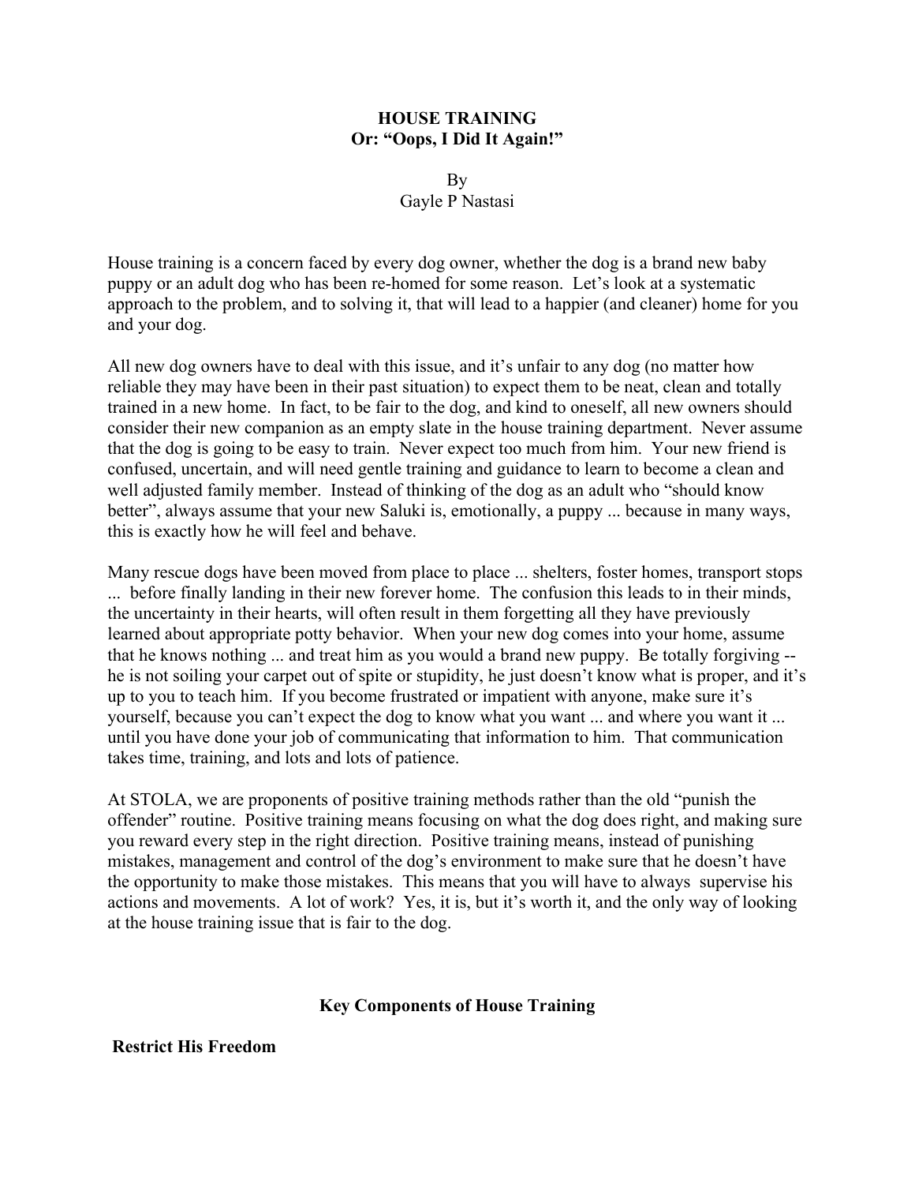# HOUSE TRAINING
## Or: "Oops, I Did It Again!"

By
Gayle P Nastasi

House training is a concern faced by every dog owner, whether the dog is a brand new baby puppy or an adult dog who has been re-homed for some reason. Let's look at a systematic approach to the problem, and to solving it, that will lead to a happier (and cleaner) home for you and your dog.

All new dog owners have to deal with this issue, and it's unfair to any dog (no matter how reliable they may have been in their past situation) to expect them to be neat, clean and totally trained in a new home. In fact, to be fair to the dog, and kind to oneself, all new owners should consider their new companion as an empty slate in the house training department. Never assume that the dog is going to be easy to train. Never expect too much from him. Your new friend is confused, uncertain, and will need gentle training and guidance to learn to become a clean and well adjusted family member. Instead of thinking of the dog as an adult who "should know better", always assume that your new Saluki is, emotionally, a puppy ... because in many ways, this is exactly how he will feel and behave.

Many rescue dogs have been moved from place to place ... shelters, foster homes, transport stops ... before finally landing in their new forever home. The confusion this leads to in their minds, the uncertainty in their hearts, will often result in them forgetting all they have previously learned about appropriate potty behavior. When your new dog comes into your home, assume that he knows nothing ... and treat him as you would a brand new puppy. Be totally forgiving -- he is not soiling your carpet out of spite or stupidity, he just doesn't know what is proper, and it's up to you to teach him. If you become frustrated or impatient with anyone, make sure it's yourself, because you can't expect the dog to know what you want ... and where you want it ... until you have done your job of communicating that information to him. That communication takes time, training, and lots and lots of patience.

At STOLA, we are proponents of positive training methods rather than the old "punish the offender" routine. Positive training means focusing on what the dog does right, and making sure you reward every step in the right direction. Positive training means, instead of punishing mistakes, management and control of the dog's environment to make sure that he doesn't have the opportunity to make those mistakes. This means that you will have to always supervise his actions and movements. A lot of work? Yes, it is, but it's worth it, and the only way of looking at the house training issue that is fair to the dog.

## Key Components of House Training

### Restrict His Freedom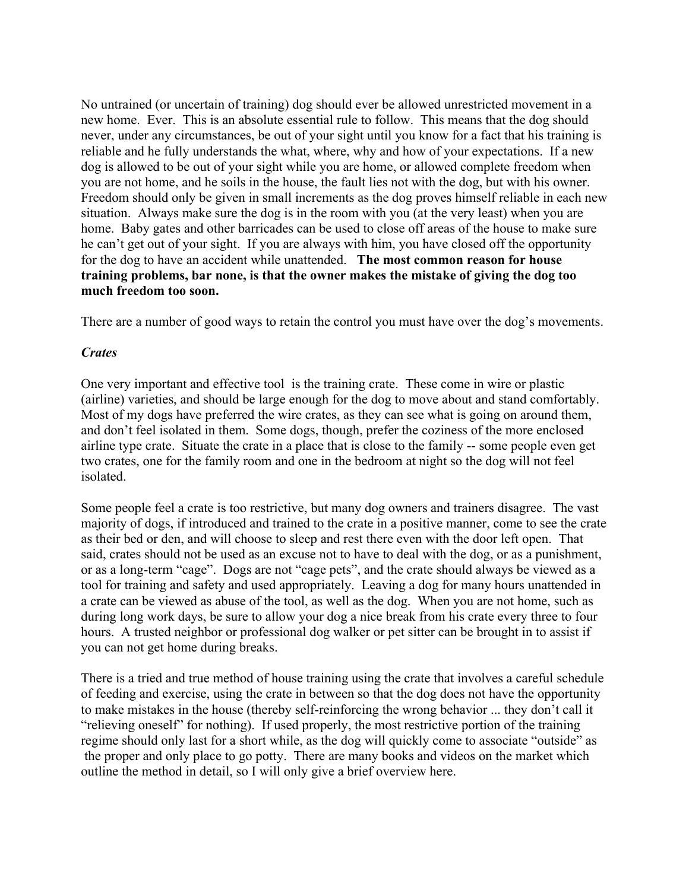No untrained (or uncertain of training) dog should ever be allowed unrestricted movement in a new home. Ever. This is an absolute essential rule to follow. This means that the dog should never, under any circumstances, be out of your sight until you know for a fact that his training is reliable and he fully understands the what, where, why and how of your expectations. If a new dog is allowed to be out of your sight while you are home, or allowed complete freedom when you are not home, and he soils in the house, the fault lies not with the dog, but with his owner. Freedom should only be given in small increments as the dog proves himself reliable in each new situation. Always make sure the dog is in the room with you (at the very least) when you are home. Baby gates and other barricades can be used to close off areas of the house to make sure he can't get out of your sight. If you are always with him, you have closed off the opportunity for the dog to have an accident while unattended. **The most common reason for house training problems, bar none, is that the owner makes the mistake of giving the dog too much freedom too soon.**

There are a number of good ways to retain the control you must have over the dog's movements.

***Crates***

One very important and effective tool is the training crate. These come in wire or plastic (airline) varieties, and should be large enough for the dog to move about and stand comfortably. Most of my dogs have preferred the wire crates, as they can see what is going on around them, and don't feel isolated in them. Some dogs, though, prefer the coziness of the more enclosed airline type crate. Situate the crate in a place that is close to the family -- some people even get two crates, one for the family room and one in the bedroom at night so the dog will not feel isolated.

Some people feel a crate is too restrictive, but many dog owners and trainers disagree. The vast majority of dogs, if introduced and trained to the crate in a positive manner, come to see the crate as their bed or den, and will choose to sleep and rest there even with the door left open. That said, crates should not be used as an excuse not to have to deal with the dog, or as a punishment, or as a long-term "cage". Dogs are not "cage pets", and the crate should always be viewed as a tool for training and safety and used appropriately. Leaving a dog for many hours unattended in a crate can be viewed as abuse of the tool, as well as the dog. When you are not home, such as during long work days, be sure to allow your dog a nice break from his crate every three to four hours. A trusted neighbor or professional dog walker or pet sitter can be brought in to assist if you can not get home during breaks.

There is a tried and true method of house training using the crate that involves a careful schedule of feeding and exercise, using the crate in between so that the dog does not have the opportunity to make mistakes in the house (thereby self-reinforcing the wrong behavior ... they don't call it "relieving oneself" for nothing). If used properly, the most restrictive portion of the training regime should only last for a short while, as the dog will quickly come to associate "outside" as the proper and only place to go potty. There are many books and videos on the market which outline the method in detail, so I will only give a brief overview here.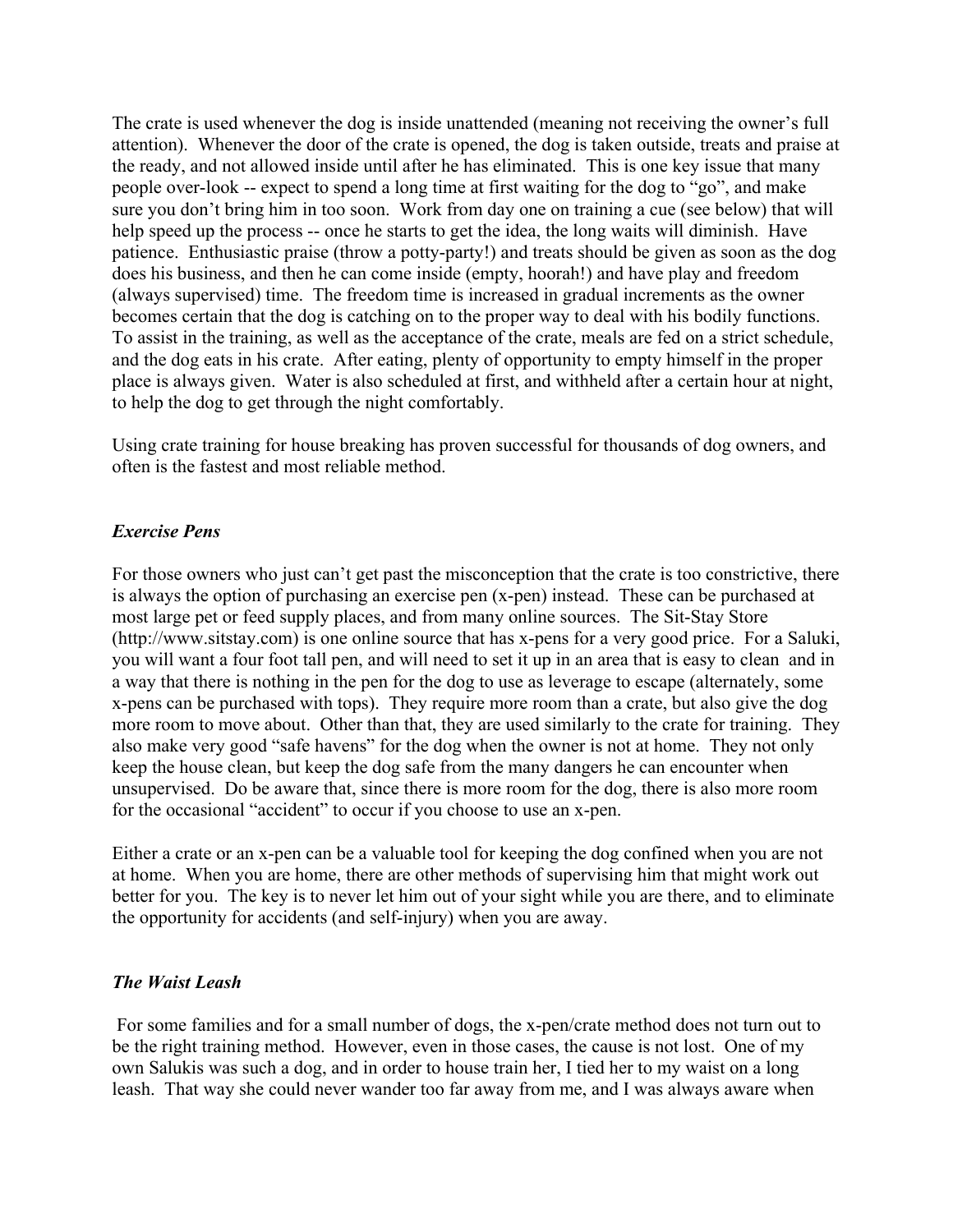The crate is used whenever the dog is inside unattended (meaning not receiving the owner's full attention). Whenever the door of the crate is opened, the dog is taken outside, treats and praise at the ready, and not allowed inside until after he has eliminated. This is one key issue that many people over-look -- expect to spend a long time at first waiting for the dog to "go", and make sure you don't bring him in too soon. Work from day one on training a cue (see below) that will help speed up the process -- once he starts to get the idea, the long waits will diminish. Have patience. Enthusiastic praise (throw a potty-party!) and treats should be given as soon as the dog does his business, and then he can come inside (empty, hoorah!) and have play and freedom (always supervised) time. The freedom time is increased in gradual increments as the owner becomes certain that the dog is catching on to the proper way to deal with his bodily functions. To assist in the training, as well as the acceptance of the crate, meals are fed on a strict schedule, and the dog eats in his crate. After eating, plenty of opportunity to empty himself in the proper place is always given. Water is also scheduled at first, and withheld after a certain hour at night, to help the dog to get through the night comfortably.

Using crate training for house breaking has proven successful for thousands of dog owners, and often is the fastest and most reliable method.

### *Exercise Pens*

For those owners who just can't get past the misconception that the crate is too constrictive, there is always the option of purchasing an exercise pen (x-pen) instead. These can be purchased at most large pet or feed supply places, and from many online sources. The Sit-Stay Store (http://www.sitstay.com) is one online source that has x-pens for a very good price. For a Saluki, you will want a four foot tall pen, and will need to set it up in an area that is easy to clean and in a way that there is nothing in the pen for the dog to use as leverage to escape (alternately, some x-pens can be purchased with tops). They require more room than a crate, but also give the dog more room to move about. Other than that, they are used similarly to the crate for training. They also make very good "safe havens" for the dog when the owner is not at home. They not only keep the house clean, but keep the dog safe from the many dangers he can encounter when unsupervised. Do be aware that, since there is more room for the dog, there is also more room for the occasional "accident" to occur if you choose to use an x-pen.

Either a crate or an x-pen can be a valuable tool for keeping the dog confined when you are not at home. When you are home, there are other methods of supervising him that might work out better for you. The key is to never let him out of your sight while you are there, and to eliminate the opportunity for accidents (and self-injury) when you are away.

### *The Waist Leash*

For some families and for a small number of dogs, the x-pen/crate method does not turn out to be the right training method. However, even in those cases, the cause is not lost. One of my own Salukis was such a dog, and in order to house train her, I tied her to my waist on a long leash. That way she could never wander too far away from me, and I was always aware when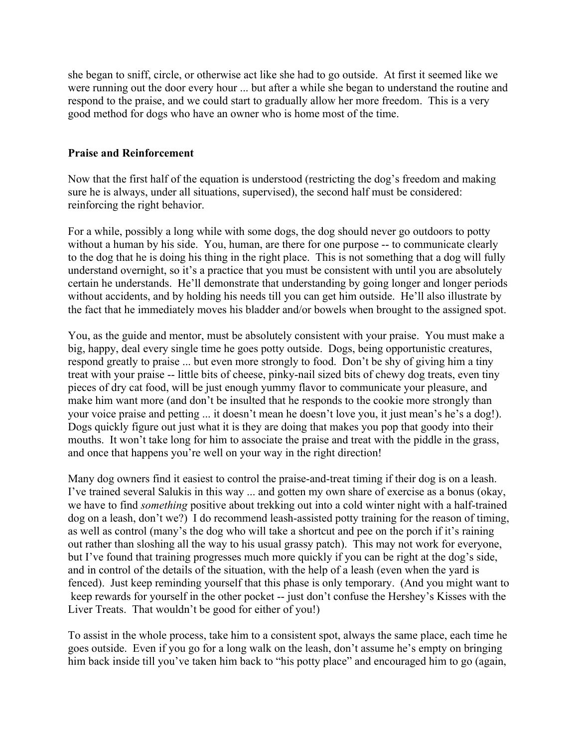she began to sniff, circle, or otherwise act like she had to go outside. At first it seemed like we were running out the door every hour ... but after a while she began to understand the routine and respond to the praise, and we could start to gradually allow her more freedom. This is a very good method for dogs who have an owner who is home most of the time.

**Praise and Reinforcement**

Now that the first half of the equation is understood (restricting the dog's freedom and making sure he is always, under all situations, supervised), the second half must be considered: reinforcing the right behavior.

For a while, possibly a long while with some dogs, the dog should never go outdoors to potty without a human by his side. You, human, are there for one purpose -- to communicate clearly to the dog that he is doing his thing in the right place. This is not something that a dog will fully understand overnight, so it's a practice that you must be consistent with until you are absolutely certain he understands. He'll demonstrate that understanding by going longer and longer periods without accidents, and by holding his needs till you can get him outside. He'll also illustrate by the fact that he immediately moves his bladder and/or bowels when brought to the assigned spot.

You, as the guide and mentor, must be absolutely consistent with your praise. You must make a big, happy, deal every single time he goes potty outside. Dogs, being opportunistic creatures, respond greatly to praise ... but even more strongly to food. Don't be shy of giving him a tiny treat with your praise -- little bits of cheese, pinky-nail sized bits of chewy dog treats, even tiny pieces of dry cat food, will be just enough yummy flavor to communicate your pleasure, and make him want more (and don't be insulted that he responds to the cookie more strongly than your voice praise and petting ... it doesn't mean he doesn't love you, it just mean's he's a dog!). Dogs quickly figure out just what it is they are doing that makes you pop that goody into their mouths. It won't take long for him to associate the praise and treat with the piddle in the grass, and once that happens you're well on your way in the right direction!

Many dog owners find it easiest to control the praise-and-treat timing if their dog is on a leash. I've trained several Salukis in this way ... and gotten my own share of exercise as a bonus (okay, we have to find *something* positive about trekking out into a cold winter night with a half-trained dog on a leash, don't we?) I do recommend leash-assisted potty training for the reason of timing, as well as control (many's the dog who will take a shortcut and pee on the porch if it's raining out rather than sloshing all the way to his usual grassy patch). This may not work for everyone, but I've found that training progresses much more quickly if you can be right at the dog's side, and in control of the details of the situation, with the help of a leash (even when the yard is fenced). Just keep reminding yourself that this phase is only temporary. (And you might want to keep rewards for yourself in the other pocket -- just don't confuse the Hershey's Kisses with the Liver Treats. That wouldn't be good for either of you!)

To assist in the whole process, take him to a consistent spot, always the same place, each time he goes outside. Even if you go for a long walk on the leash, don't assume he's empty on bringing him back inside till you've taken him back to "his potty place" and encouraged him to go (again,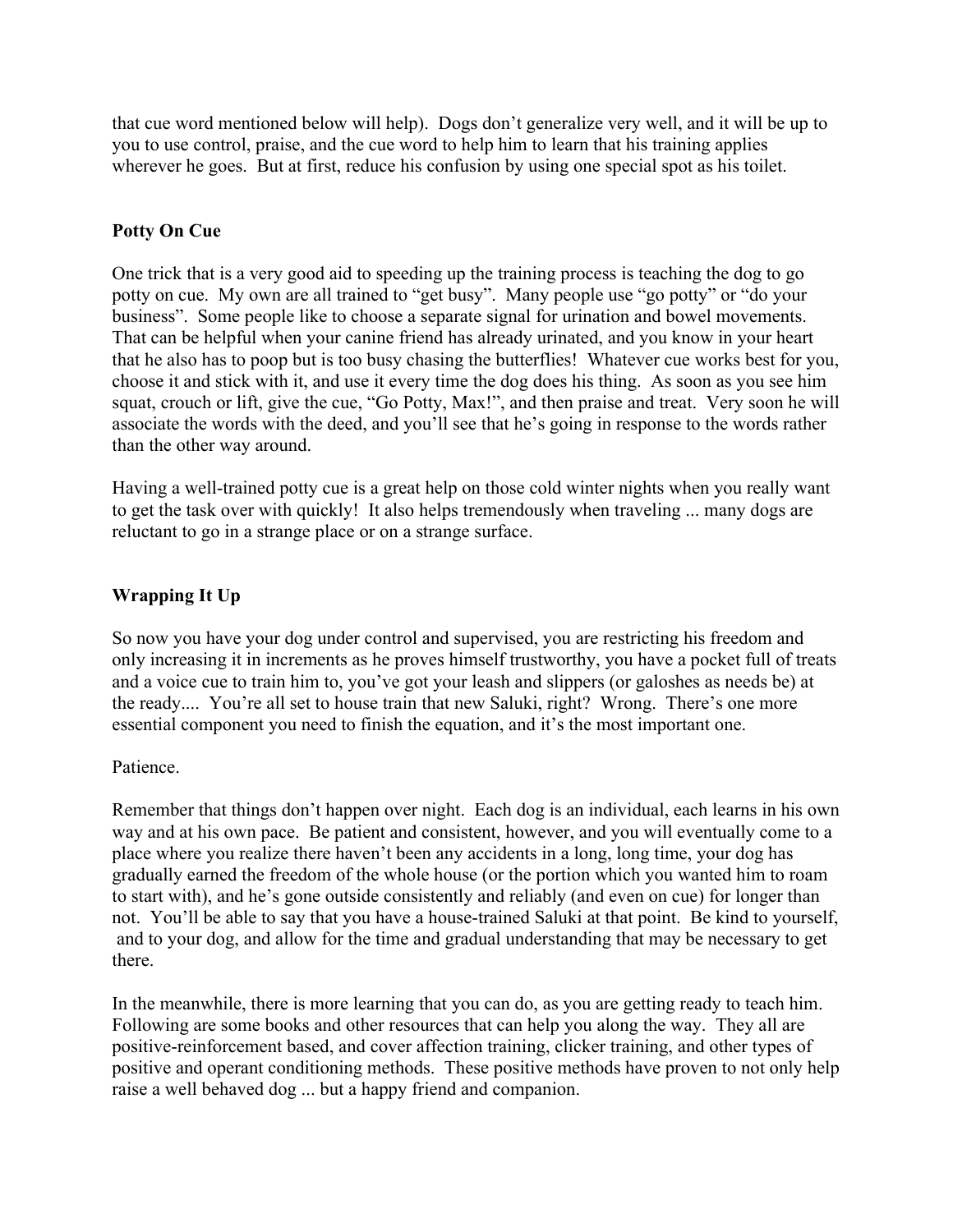that cue word mentioned below will help). Dogs don't generalize very well, and it will be up to you to use control, praise, and the cue word to help him to learn that his training applies wherever he goes. But at first, reduce his confusion by using one special spot as his toilet.

## Potty On Cue

One trick that is a very good aid to speeding up the training process is teaching the dog to go potty on cue. My own are all trained to "get busy". Many people use "go potty" or "do your business". Some people like to choose a separate signal for urination and bowel movements. That can be helpful when your canine friend has already urinated, and you know in your heart that he also has to poop but is too busy chasing the butterflies! Whatever cue works best for you, choose it and stick with it, and use it every time the dog does his thing. As soon as you see him squat, crouch or lift, give the cue, "Go Potty, Max!", and then praise and treat. Very soon he will associate the words with the deed, and you'll see that he's going in response to the words rather than the other way around.

Having a well-trained potty cue is a great help on those cold winter nights when you really want to get the task over with quickly! It also helps tremendously when traveling ... many dogs are reluctant to go in a strange place or on a strange surface.

## Wrapping It Up

So now you have your dog under control and supervised, you are restricting his freedom and only increasing it in increments as he proves himself trustworthy, you have a pocket full of treats and a voice cue to train him to, you've got your leash and slippers (or galoshes as needs be) at the ready.... You're all set to house train that new Saluki, right? Wrong. There's one more essential component you need to finish the equation, and it's the most important one.

Patience.

Remember that things don't happen over night. Each dog is an individual, each learns in his own way and at his own pace. Be patient and consistent, however, and you will eventually come to a place where you realize there haven't been any accidents in a long, long time, your dog has gradually earned the freedom of the whole house (or the portion which you wanted him to roam to start with), and he's gone outside consistently and reliably (and even on cue) for longer than not. You'll be able to say that you have a house-trained Saluki at that point. Be kind to yourself, and to your dog, and allow for the time and gradual understanding that may be necessary to get there.

In the meanwhile, there is more learning that you can do, as you are getting ready to teach him. Following are some books and other resources that can help you along the way. They all are positive-reinforcement based, and cover affection training, clicker training, and other types of positive and operant conditioning methods. These positive methods have proven to not only help raise a well behaved dog ... but a happy friend and companion.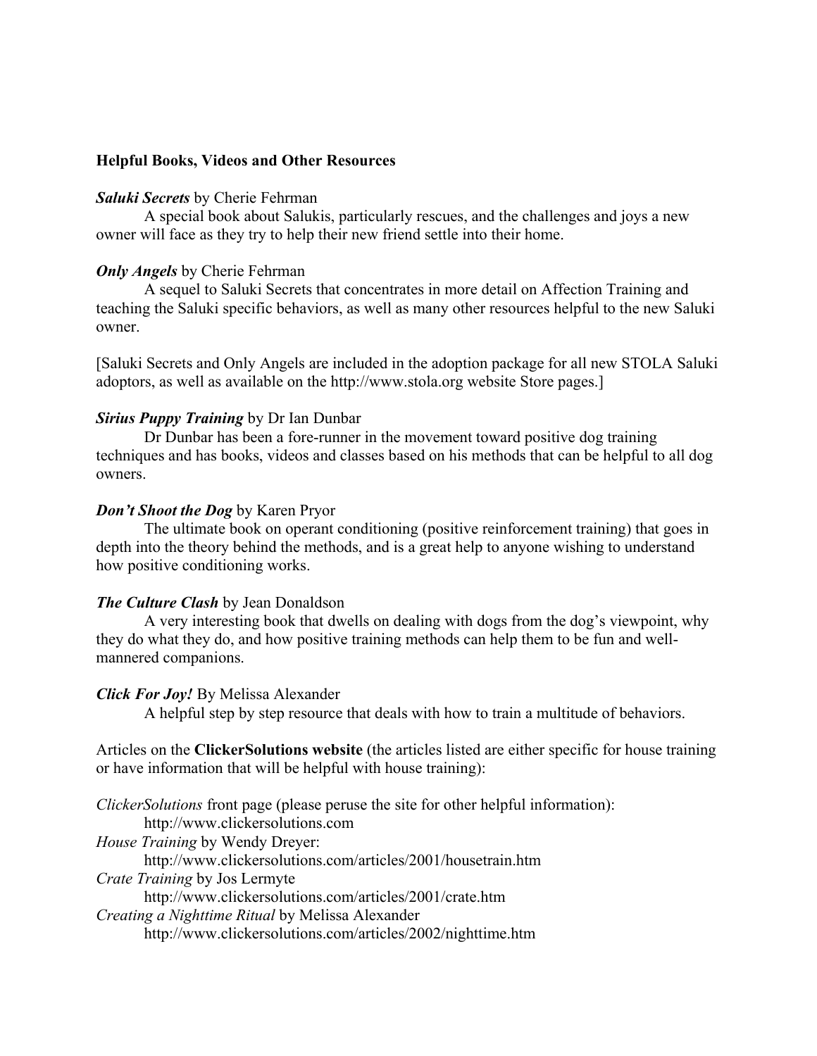**Helpful Books, Videos and Other Resources**

***Saluki Secrets*** by Cherie Fehrman

A special book about Salukis, particularly rescues, and the challenges and joys a new owner will face as they try to help their new friend settle into their home.

***Only Angels*** by Cherie Fehrman

A sequel to Saluki Secrets that concentrates in more detail on Affection Training and teaching the Saluki specific behaviors, as well as many other resources helpful to the new Saluki owner.

[Saluki Secrets and Only Angels are included in the adoption package for all new STOLA Saluki adoptors, as well as available on the http://www.stola.org website Store pages.]

***Sirius Puppy Training*** by Dr Ian Dunbar

Dr Dunbar has been a fore-runner in the movement toward positive dog training techniques and has books, videos and classes based on his methods that can be helpful to all dog owners.

***Don't Shoot the Dog*** by Karen Pryor

The ultimate book on operant conditioning (positive reinforcement training) that goes in depth into the theory behind the methods, and is a great help to anyone wishing to understand how positive conditioning works.

***The Culture Clash*** by Jean Donaldson

A very interesting book that dwells on dealing with dogs from the dog's viewpoint, why they do what they do, and how positive training methods can help them to be fun and well-mannered companions.

***Click For Joy!*** By Melissa Alexander

A helpful step by step resource that deals with how to train a multitude of behaviors.

Articles on the **ClickerSolutions website** (the articles listed are either specific for house training or have information that will be helpful with house training):

*ClickerSolutions* front page (please peruse the site for other helpful information):
http://www.clickersolutions.com

*House Training* by Wendy Dreyer:
http://www.clickersolutions.com/articles/2001/housetrain.htm

*Crate Training* by Jos Lermyte
http://www.clickersolutions.com/articles/2001/crate.htm

*Creating a Nighttime Ritual* by Melissa Alexander
http://www.clickersolutions.com/articles/2002/nighttime.htm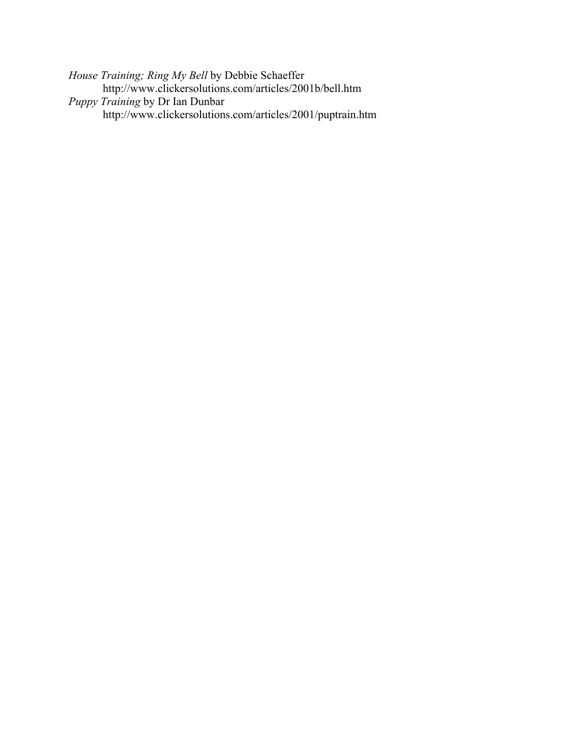*House Training; Ring My Bell* by Debbie Schaeffer
http://www.clickersolutions.com/articles/2001b/bell.htm

*Puppy Training* by Dr Ian Dunbar
http://www.clickersolutions.com/articles/2001/puptrain.htm